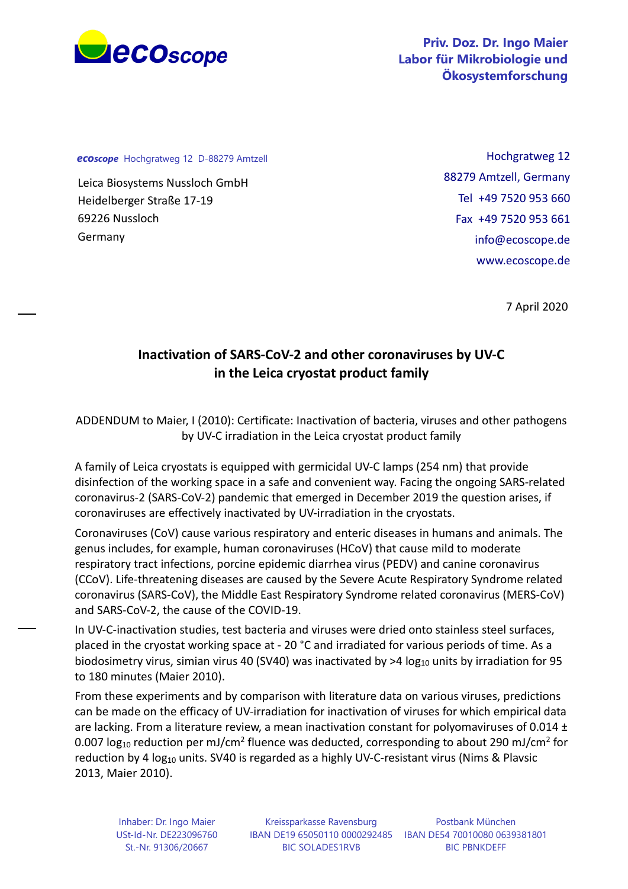**Priv. Doz. Dr. Ingo Maier**
**Labor für Mikrobiologie und Ökosystemforschung**

*ecoscope* Hochgratweg 12 D-88279 Amtzell

Leica Biosystems Nussloch GmbH
Heidelberger Straße 17-19
69226 Nussloch
Germany

Hochgratweg 12
88279 Amtzell, Germany
Tel +49 7520 953 660
Fax +49 7520 953 661
info@ecoscope.de
www.ecoscope.de

7 April 2020

## Inactivation of SARS-CoV-2 and other coronaviruses by UV-C in the Leica cryostat product family

ADDENDUM to Maier, I (2010): Certificate: Inactivation of bacteria, viruses and other pathogens by UV-C irradiation in the Leica cryostat product family

A family of Leica cryostats is equipped with germicidal UV-C lamps (254 nm) that provide disinfection of the working space in a safe and convenient way. Facing the ongoing SARS-related coronavirus-2 (SARS-CoV-2) pandemic that emerged in December 2019 the question arises, if coronaviruses are effectively inactivated by UV-irradiation in the cryostats.

Coronaviruses (CoV) cause various respiratory and enteric diseases in humans and animals. The genus includes, for example, human coronaviruses (HCoV) that cause mild to moderate respiratory tract infections, porcine epidemic diarrhea virus (PEDV) and canine coronavirus (CCoV). Life-threatening diseases are caused by the Severe Acute Respiratory Syndrome related coronavirus (SARS-CoV), the Middle East Respiratory Syndrome related coronavirus (MERS-CoV) and SARS-CoV-2, the cause of the COVID-19.

In UV-C-inactivation studies, test bacteria and viruses were dried onto stainless steel surfaces, placed in the cryostat working space at - 20 °C and irradiated for various periods of time. As a biodosimetry virus, simian virus 40 (SV40) was inactivated by >4 $\log_{10}$ units by irradiation for 95 to 180 minutes (Maier 2010).

From these experiments and by comparison with literature data on various viruses, predictions can be made on the efficacy of UV-irradiation for inactivation of viruses for which empirical data are lacking. From a literature review, a mean inactivation constant for polyomaviruses of 0.014 ± 0.007 $\log_{10}$ reduction per mJ/cm$^2$ fluence was deducted, corresponding to about 290 mJ/cm$^2$ for reduction by 4 $\log_{10}$ units. SV40 is regarded as a highly UV-C-resistant virus (Nims & Plavsic 2013, Maier 2010).

Inhaber: Dr. Ingo Maier
USt-Id-Nr. DE223096760
St.-Nr. 91306/20667

Kreissparkasse Ravensburg
IBAN DE19 65050110 0000292485
BIC SOLADES1RVB

Postbank München
IBAN DE54 70010080 0639381801
BIC PBNKDEFF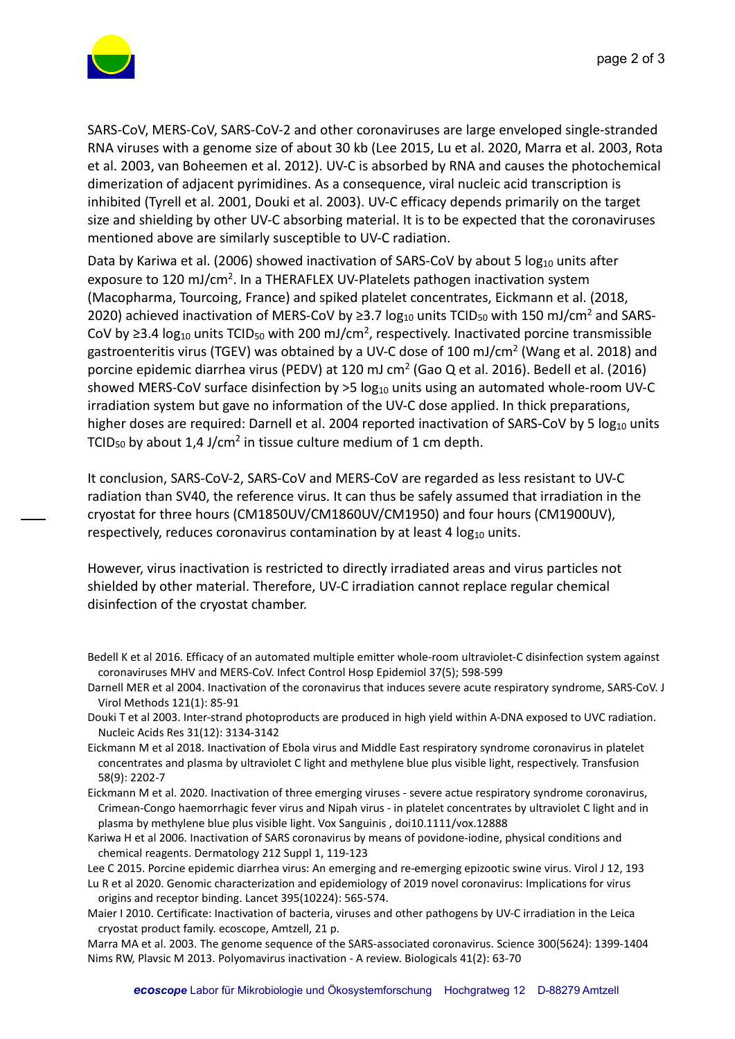SARS-CoV, MERS-CoV, SARS-CoV-2 and other coronaviruses are large enveloped single-stranded RNA viruses with a genome size of about 30 kb (Lee 2015, Lu et al. 2020, Marra et al. 2003, Rota et al. 2003, van Boheemen et al. 2012). UV-C is absorbed by RNA and causes the photochemical dimerization of adjacent pyrimidines. As a consequence, viral nucleic acid transcription is inhibited (Tyrell et al. 2001, Douki et al. 2003). UV-C efficacy depends primarily on the target size and shielding by other UV-C absorbing material. It is to be expected that the coronaviruses mentioned above are similarly susceptible to UV-C radiation.

Data by Kariwa et al. (2006) showed inactivation of SARS-CoV by about 5 $log_{10}$ units after exposure to 120 mJ/cm$^2$. In a THERAFLEX UV-Platelets pathogen inactivation system (Macopharma, Tourcoing, France) and spiked platelet concentrates, Eickmann et al. (2018, 2020) achieved inactivation of MERS-CoV by ≥3.7 $log_{10}$ units $TCID_{50}$ with 150 mJ/cm$^2$ and SARS-CoV by ≥3.4 $log_{10}$ units $TCID_{50}$ with 200 mJ/cm$^2$, respectively. Inactivated porcine transmissible gastroenteritis virus (TGEV) was obtained by a UV-C dose of 100 mJ/cm$^2$ (Wang et al. 2018) and porcine epidemic diarrhea virus (PEDV) at 120 mJ cm$^2$ (Gao Q et al. 2016). Bedell et al. (2016) showed MERS-CoV surface disinfection by >5 $log_{10}$ units using an automated whole-room UV-C irradiation system but gave no information of the UV-C dose applied. In thick preparations, higher doses are required: Darnell et al. 2004 reported inactivation of SARS-CoV by 5 $log_{10}$ units $TCID_{50}$ by about 1,4 J/cm$^2$ in tissue culture medium of 1 cm depth.

It conclusion, SARS-CoV-2, SARS-CoV and MERS-CoV are regarded as less resistant to UV-C radiation than SV40, the reference virus. It can thus be safely assumed that irradiation in the cryostat for three hours (CM1850UV/CM1860UV/CM1950) and four hours (CM1900UV), respectively, reduces coronavirus contamination by at least 4 $log_{10}$ units.

However, virus inactivation is restricted to directly irradiated areas and virus particles not shielded by other material. Therefore, UV-C irradiation cannot replace regular chemical disinfection of the cryostat chamber.

Bedell K et al 2016. Efficacy of an automated multiple emitter whole-room ultraviolet-C disinfection system against coronaviruses MHV and MERS-CoV. Infect Control Hosp Epidemiol 37(5); 598-599

Darnell MER et al 2004. Inactivation of the coronavirus that induces severe acute respiratory syndrome, SARS-CoV. J Virol Methods 121(1): 85-91

Douki T et al 2003. Inter-strand photoproducts are produced in high yield within A-DNA exposed to UVC radiation. Nucleic Acids Res 31(12): 3134-3142

Eickmann M et al 2018. Inactivation of Ebola virus and Middle East respiratory syndrome coronavirus in platelet concentrates and plasma by ultraviolet C light and methylene blue plus visible light, respectively. Transfusion 58(9): 2202-7

Eickmann M et al. 2020. Inactivation of three emerging viruses - severe actue respiratory syndrome coronavirus, Crimean-Congo haemorrhagic fever virus and Nipah virus - in platelet concentrates by ultraviolet C light and in plasma by methylene blue plus visible light. Vox Sanguinis , doi10.1111/vox.12888

Kariwa H et al 2006. Inactivation of SARS coronavirus by means of povidone-iodine, physical conditions and chemical reagents. Dermatology 212 Suppl 1, 119-123

Lee C 2015. Porcine epidemic diarrhea virus: An emerging and re-emerging epizootic swine virus. Virol J 12, 193

Lu R et al 2020. Genomic characterization and epidemiology of 2019 novel coronavirus: Implications for virus origins and receptor binding. Lancet 395(10224): 565-574.

Maier I 2010. Certificate: Inactivation of bacteria, viruses and other pathogens by UV-C irradiation in the Leica cryostat product family. ecoscope, Amtzell, 21 p.

Marra MA et al. 2003. The genome sequence of the SARS-associated coronavirus. Science 300(5624): 1399-1404

Nims RW, Plavsic M 2013. Polyomavirus inactivation - A review. Biologicals 41(2): 63-70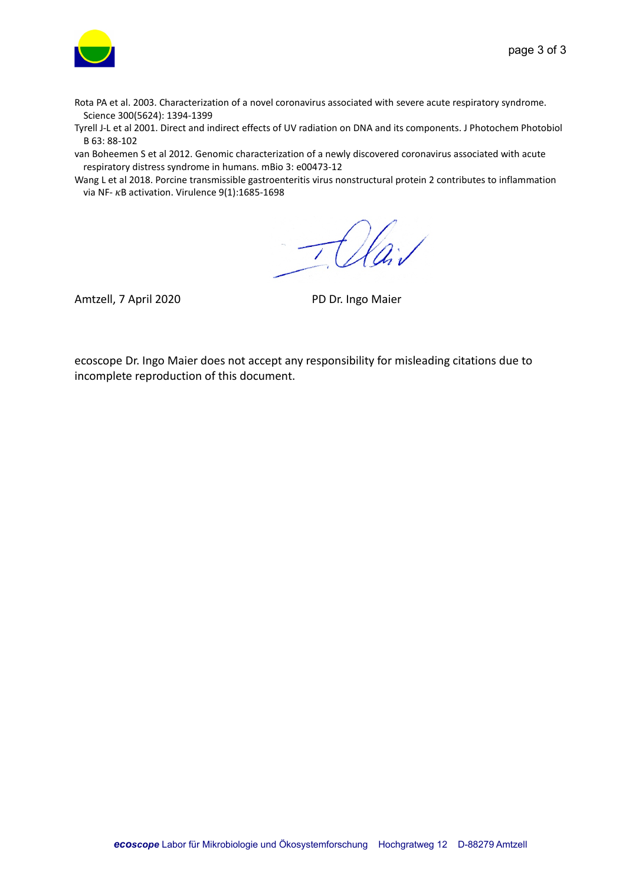Rota PA et al. 2003. Characterization of a novel coronavirus associated with severe acute respiratory syndrome. Science 300(5624): 1394-1399

Tyrell J-L et al 2001. Direct and indirect effects of UV radiation on DNA and its components. J Photochem Photobiol B 63: 88-102

van Boheemen S et al 2012. Genomic characterization of a newly discovered coronavirus associated with acute respiratory distress syndrome in humans. mBio 3: e00473-12

Wang L et al 2018. Porcine transmissible gastroenteritis virus nonstructural protein 2 contributes to inflammation via NF- κB activation. Virulence 9(1):1685-1698

Amtzell, 7 April 2020

PD Dr. Ingo Maier

ecoscope Dr. Ingo Maier does not accept any responsibility for misleading citations due to incomplete reproduction of this document.

***ecoscope*** Labor für Mikrobiologie und Ökosystemforschung Hochgratweg 12 D-88279 Amtzell